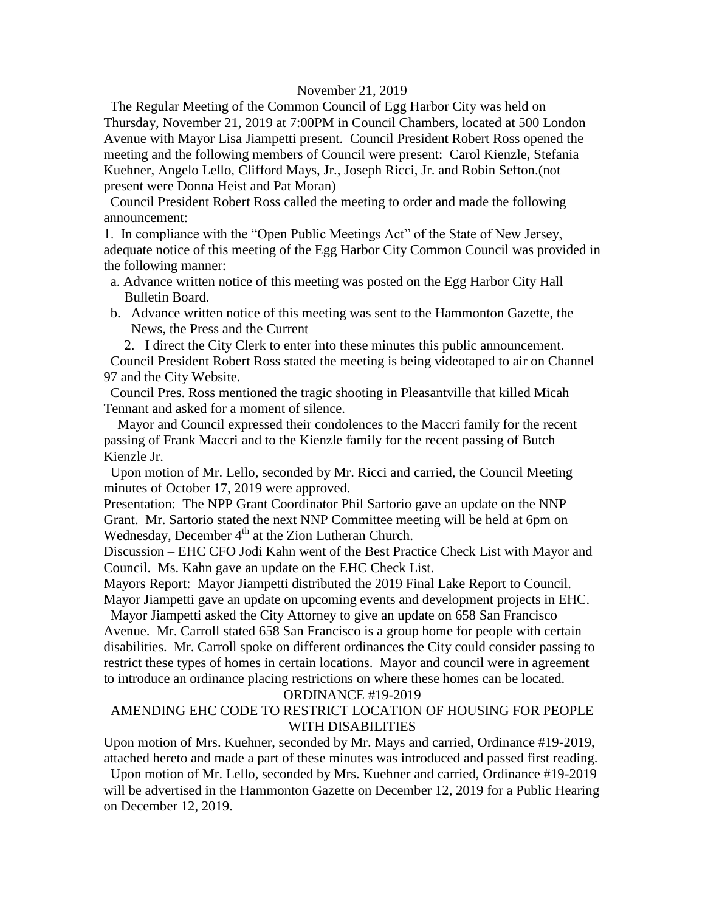November 21, 2019

The Regular Meeting of the Common Council of Egg Harbor City was held on Thursday, November 21, 2019 at 7:00PM in Council Chambers, located at 500 London Avenue with Mayor Lisa Jiampetti present. Council President Robert Ross opened the meeting and the following members of Council were present: Carol Kienzle, Stefania Kuehner, Angelo Lello, Clifford Mays, Jr., Joseph Ricci, Jr. and Robin Sefton.(not present were Donna Heist and Pat Moran)

Council President Robert Ross called the meeting to order and made the following announcement:

1. In compliance with the "Open Public Meetings Act" of the State of New Jersey, adequate notice of this meeting of the Egg Harbor City Common Council was provided in the following manner:
   a. Advance written notice of this meeting was posted on the Egg Harbor City Hall Bulletin Board.
   b. Advance written notice of this meeting was sent to the Hammonton Gazette, the News, the Press and the Current
2. I direct the City Clerk to enter into these minutes this public announcement.

Council President Robert Ross stated the meeting is being videotaped to air on Channel 97 and the City Website.

Council Pres. Ross mentioned the tragic shooting in Pleasantville that killed Micah Tennant and asked for a moment of silence.

Mayor and Council expressed their condolences to the Maccri family for the recent passing of Frank Maccri and to the Kienzle family for the recent passing of Butch Kienzle Jr.

Upon motion of Mr. Lello, seconded by Mr. Ricci and carried, the Council Meeting minutes of October 17, 2019 were approved.

Presentation: The NPP Grant Coordinator Phil Sartorio gave an update on the NNP Grant. Mr. Sartorio stated the next NNP Committee meeting will be held at 6pm on Wednesday, December 4th at the Zion Lutheran Church.

Discussion – EHC CFO Jodi Kahn went of the Best Practice Check List with Mayor and Council. Ms. Kahn gave an update on the EHC Check List.

Mayors Report: Mayor Jiampetti distributed the 2019 Final Lake Report to Council. Mayor Jiampetti gave an update on upcoming events and development projects in EHC.

Mayor Jiampetti asked the City Attorney to give an update on 658 San Francisco Avenue. Mr. Carroll stated 658 San Francisco is a group home for people with certain disabilities. Mr. Carroll spoke on different ordinances the City could consider passing to restrict these types of homes in certain locations. Mayor and council were in agreement to introduce an ordinance placing restrictions on where these homes can be located.

ORDINANCE #19-2019

AMENDING EHC CODE TO RESTRICT LOCATION OF HOUSING FOR PEOPLE WITH DISABILITIES

Upon motion of Mrs. Kuehner, seconded by Mr. Mays and carried, Ordinance #19-2019, attached hereto and made a part of these minutes was introduced and passed first reading.

Upon motion of Mr. Lello, seconded by Mrs. Kuehner and carried, Ordinance #19-2019 will be advertised in the Hammonton Gazette on December 12, 2019 for a Public Hearing on December 12, 2019.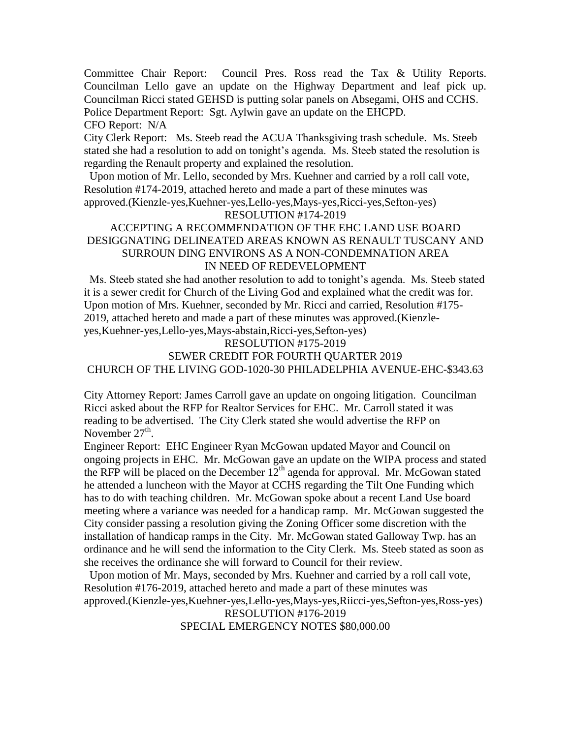Committee Chair Report: Council Pres. Ross read the Tax & Utility Reports. Councilman Lello gave an update on the Highway Department and leaf pick up. Councilman Ricci stated GEHSD is putting solar panels on Absegami, OHS and CCHS.

Police Department Report: Sgt. Aylwin gave an update on the EHCPD.

CFO Report: N/A

City Clerk Report: Ms. Steeb read the ACUA Thanksgiving trash schedule. Ms. Steeb stated she had a resolution to add on tonight's agenda. Ms. Steeb stated the resolution is regarding the Renault property and explained the resolution.

Upon motion of Mr. Lello, seconded by Mrs. Kuehner and carried by a roll call vote, Resolution #174-2019, attached hereto and made a part of these minutes was approved.(Kienzle-yes,Kuehner-yes,Lello-yes,Mays-yes,Ricci-yes,Sefton-yes)

RESOLUTION #174-2019

ACCEPTING A RECOMMENDATION OF THE EHC LAND USE BOARD DESIGGNATING DELINEATED AREAS KNOWN AS RENAULT TUSCANY AND SURROUN DING ENVIRONS AS A NON-CONDEMNATION AREA IN NEED OF REDEVELOPMENT

Ms. Steeb stated she had another resolution to add to tonight's agenda. Ms. Steeb stated it is a sewer credit for Church of the Living God and explained what the credit was for. Upon motion of Mrs. Kuehner, seconded by Mr. Ricci and carried, Resolution #175-2019, attached hereto and made a part of these minutes was approved.(Kienzle-yes,Kuehner-yes,Lello-yes,Mays-abstain,Ricci-yes,Sefton-yes)

RESOLUTION #175-2019

SEWER CREDIT FOR FOURTH QUARTER 2019

CHURCH OF THE LIVING GOD-1020-30 PHILADELPHIA AVENUE-EHC-$343.63

City Attorney Report: James Carroll gave an update on ongoing litigation. Councilman Ricci asked about the RFP for Realtor Services for EHC. Mr. Carroll stated it was reading to be advertised. The City Clerk stated she would advertise the RFP on November 27th.

Engineer Report: EHC Engineer Ryan McGowan updated Mayor and Council on ongoing projects in EHC. Mr. McGowan gave an update on the WIPA process and stated the RFP will be placed on the December 12th agenda for approval. Mr. McGowan stated he attended a luncheon with the Mayor at CCHS regarding the Tilt One Funding which has to do with teaching children. Mr. McGowan spoke about a recent Land Use board meeting where a variance was needed for a handicap ramp. Mr. McGowan suggested the City consider passing a resolution giving the Zoning Officer some discretion with the installation of handicap ramps in the City. Mr. McGowan stated Galloway Twp. has an ordinance and he will send the information to the City Clerk. Ms. Steeb stated as soon as she receives the ordinance she will forward to Council for their review.

Upon motion of Mr. Mays, seconded by Mrs. Kuehner and carried by a roll call vote, Resolution #176-2019, attached hereto and made a part of these minutes was approved.(Kienzle-yes,Kuehner-yes,Lello-yes,Mays-yes,Riicci-yes,Sefton-yes,Ross-yes)

RESOLUTION #176-2019

SPECIAL EMERGENCY NOTES $80,000.00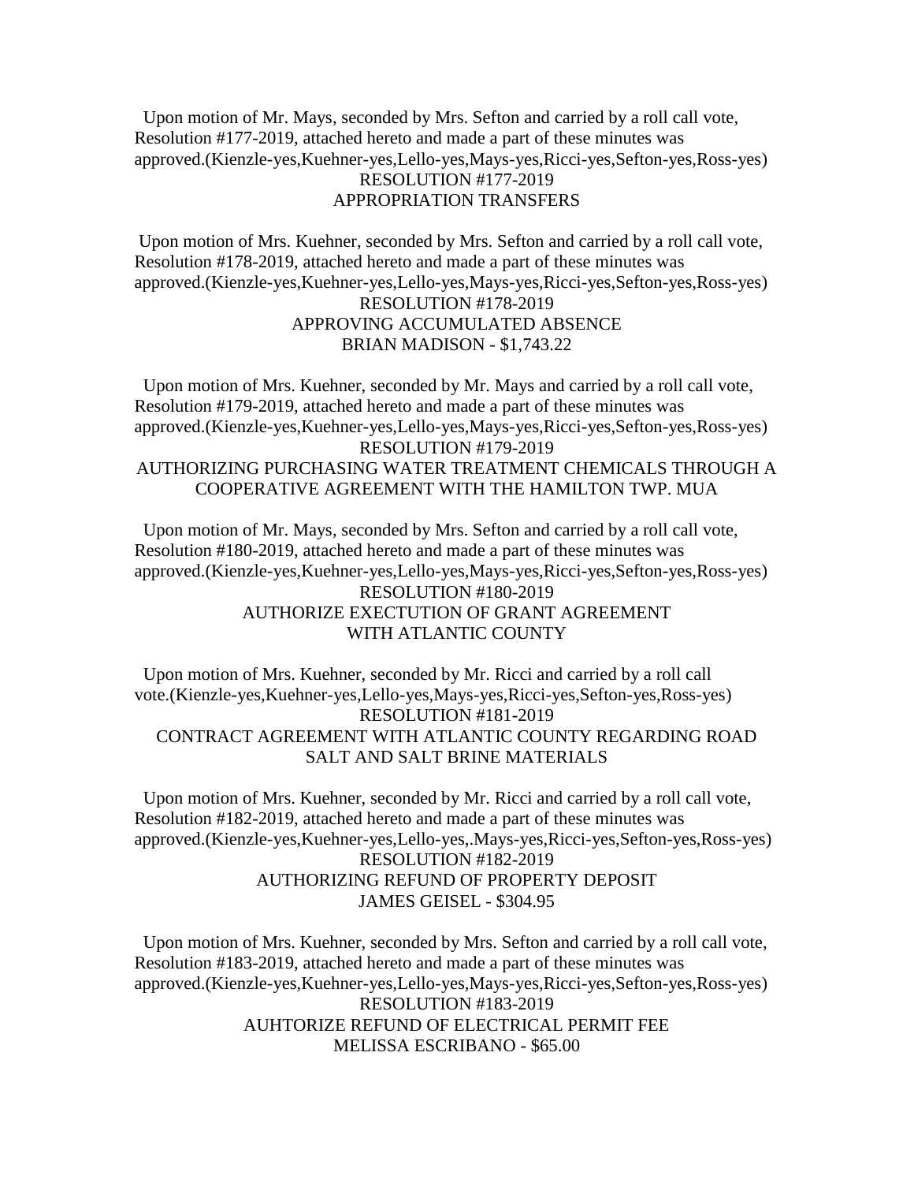Upon motion of Mr. Mays, seconded by Mrs. Sefton and carried by a roll call vote, Resolution #177-2019, attached hereto and made a part of these minutes was approved.(Kienzle-yes,Kuehner-yes,Lello-yes,Mays-yes,Ricci-yes,Sefton-yes,Ross-yes)

RESOLUTION #177-2019
APPROPRIATION TRANSFERS

Upon motion of Mrs. Kuehner, seconded by Mrs. Sefton and carried by a roll call vote, Resolution #178-2019, attached hereto and made a part of these minutes was approved.(Kienzle-yes,Kuehner-yes,Lello-yes,Mays-yes,Ricci-yes,Sefton-yes,Ross-yes)

RESOLUTION #178-2019
APPROVING ACCUMULATED ABSENCE
BRIAN MADISON - $1,743.22

Upon motion of Mrs. Kuehner, seconded by Mr. Mays and carried by a roll call vote, Resolution #179-2019, attached hereto and made a part of these minutes was approved.(Kienzle-yes,Kuehner-yes,Lello-yes,Mays-yes,Ricci-yes,Sefton-yes,Ross-yes)

RESOLUTION #179-2019
AUTHORIZING PURCHASING WATER TREATMENT CHEMICALS THROUGH A COOPERATIVE AGREEMENT WITH THE HAMILTON TWP. MUA

Upon motion of Mr. Mays, seconded by Mrs. Sefton and carried by a roll call vote, Resolution #180-2019, attached hereto and made a part of these minutes was approved.(Kienzle-yes,Kuehner-yes,Lello-yes,Mays-yes,Ricci-yes,Sefton-yes,Ross-yes)

RESOLUTION #180-2019
AUTHORIZE EXECTUTION OF GRANT AGREEMENT
WITH ATLANTIC COUNTY

Upon motion of Mrs. Kuehner, seconded by Mr. Ricci and carried by a roll call vote.(Kienzle-yes,Kuehner-yes,Lello-yes,Mays-yes,Ricci-yes,Sefton-yes,Ross-yes)

RESOLUTION #181-2019
CONTRACT AGREEMENT WITH ATLANTIC COUNTY REGARDING ROAD SALT AND SALT BRINE MATERIALS

Upon motion of Mrs. Kuehner, seconded by Mr. Ricci and carried by a roll call vote, Resolution #182-2019, attached hereto and made a part of these minutes was approved.(Kienzle-yes,Kuehner-yes,Lello-yes,.Mays-yes,Ricci-yes,Sefton-yes,Ross-yes)

RESOLUTION #182-2019
AUTHORIZING REFUND OF PROPERTY DEPOSIT
JAMES GEISEL - $304.95

Upon motion of Mrs. Kuehner, seconded by Mrs. Sefton and carried by a roll call vote, Resolution #183-2019, attached hereto and made a part of these minutes was approved.(Kienzle-yes,Kuehner-yes,Lello-yes,Mays-yes,Ricci-yes,Sefton-yes,Ross-yes)

RESOLUTION #183-2019
AUHTORIZE REFUND OF ELECTRICAL PERMIT FEE
MELISSA ESCRIBANO - $65.00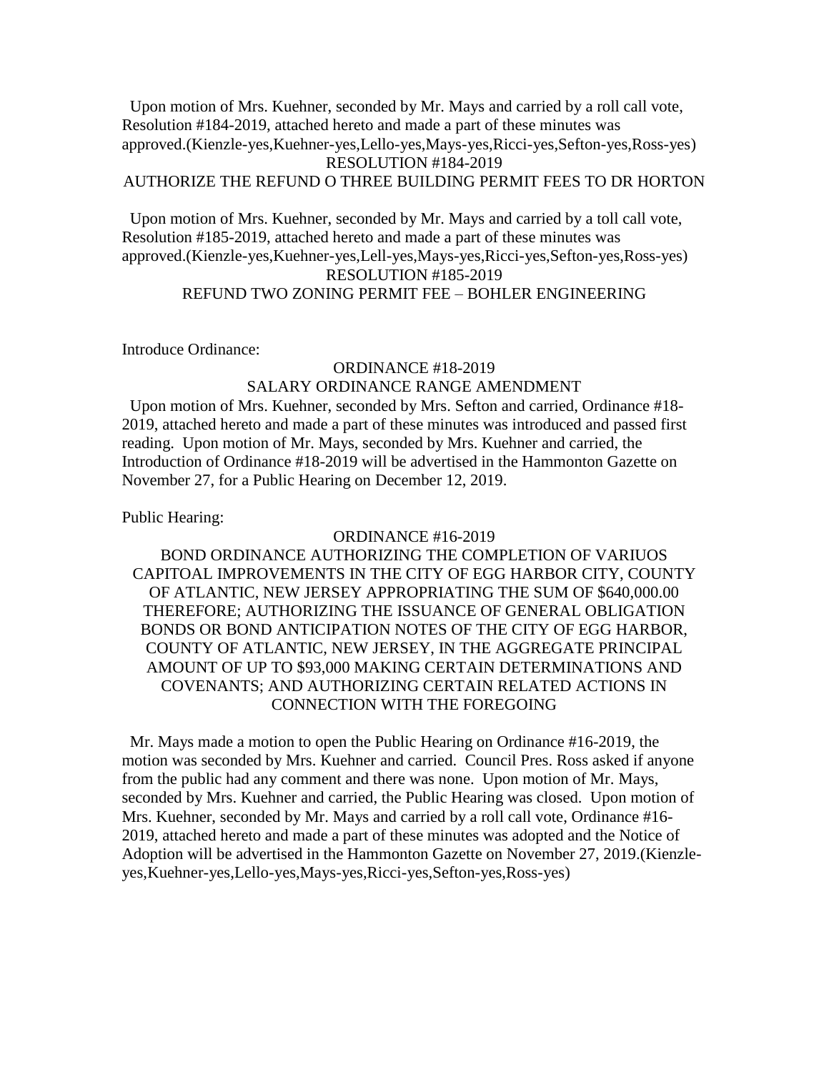Upon motion of Mrs. Kuehner, seconded by Mr. Mays and carried by a roll call vote, Resolution #184-2019, attached hereto and made a part of these minutes was approved.(Kienzle-yes,Kuehner-yes,Lello-yes,Mays-yes,Ricci-yes,Sefton-yes,Ross-yes)

RESOLUTION #184-2019

AUTHORIZE THE REFUND O THREE BUILDING PERMIT FEES TO DR HORTON

Upon motion of Mrs. Kuehner, seconded by Mr. Mays and carried by a toll call vote, Resolution #185-2019, attached hereto and made a part of these minutes was approved.(Kienzle-yes,Kuehner-yes,Lell-yes,Mays-yes,Ricci-yes,Sefton-yes,Ross-yes)

RESOLUTION #185-2019

REFUND TWO ZONING PERMIT FEE – BOHLER ENGINEERING

Introduce Ordinance:

ORDINANCE #18-2019

SALARY ORDINANCE RANGE AMENDMENT

Upon motion of Mrs. Kuehner, seconded by Mrs. Sefton and carried, Ordinance #18-2019, attached hereto and made a part of these minutes was introduced and passed first reading. Upon motion of Mr. Mays, seconded by Mrs. Kuehner and carried, the Introduction of Ordinance #18-2019 will be advertised in the Hammonton Gazette on November 27, for a Public Hearing on December 12, 2019.

Public Hearing:

ORDINANCE #16-2019

BOND ORDINANCE AUTHORIZING THE COMPLETION OF VARIUOS CAPITOAL IMPROVEMENTS IN THE CITY OF EGG HARBOR CITY, COUNTY OF ATLANTIC, NEW JERSEY APPROPRIATING THE SUM OF $640,000.00 THEREFORE; AUTHORIZING THE ISSUANCE OF GENERAL OBLIGATION BONDS OR BOND ANTICIPATION NOTES OF THE CITY OF EGG HARBOR, COUNTY OF ATLANTIC, NEW JERSEY, IN THE AGGREGATE PRINCIPAL AMOUNT OF UP TO $93,000 MAKING CERTAIN DETERMINATIONS AND COVENANTS; AND AUTHORIZING CERTAIN RELATED ACTIONS IN CONNECTION WITH THE FOREGOING

Mr. Mays made a motion to open the Public Hearing on Ordinance #16-2019, the motion was seconded by Mrs. Kuehner and carried. Council Pres. Ross asked if anyone from the public had any comment and there was none. Upon motion of Mr. Mays, seconded by Mrs. Kuehner and carried, the Public Hearing was closed. Upon motion of Mrs. Kuehner, seconded by Mr. Mays and carried by a roll call vote, Ordinance #16-2019, attached hereto and made a part of these minutes was adopted and the Notice of Adoption will be advertised in the Hammonton Gazette on November 27, 2019.(Kienzle-yes,Kuehner-yes,Lello-yes,Mays-yes,Ricci-yes,Sefton-yes,Ross-yes)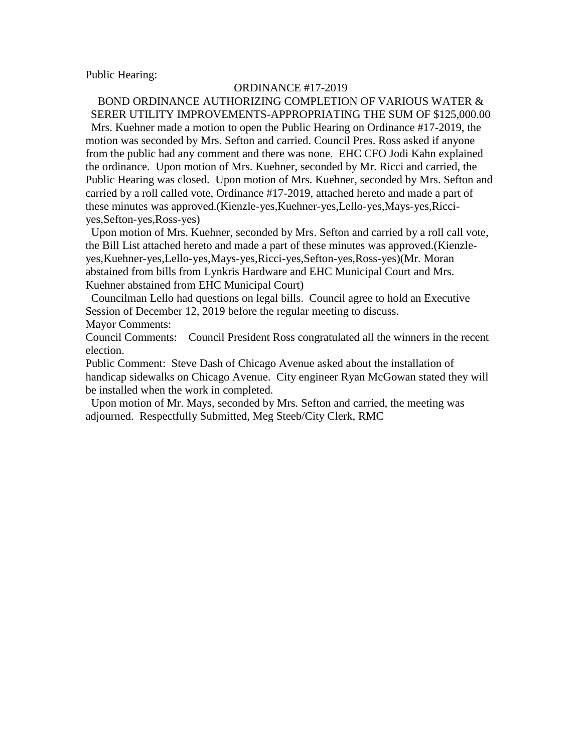Public Hearing:

ORDINANCE #17-2019

BOND ORDINANCE AUTHORIZING COMPLETION OF VARIOUS WATER & SERER UTILITY IMPROVEMENTS-APPROPRIATING THE SUM OF $125,000.00

Mrs. Kuehner made a motion to open the Public Hearing on Ordinance #17-2019, the motion was seconded by Mrs. Sefton and carried. Council Pres. Ross asked if anyone from the public had any comment and there was none. EHC CFO Jodi Kahn explained the ordinance. Upon motion of Mrs. Kuehner, seconded by Mr. Ricci and carried, the Public Hearing was closed. Upon motion of Mrs. Kuehner, seconded by Mrs. Sefton and carried by a roll called vote, Ordinance #17-2019, attached hereto and made a part of these minutes was approved.(Kienzle-yes,Kuehner-yes,Lello-yes,Mays-yes,Ricci-yes,Sefton-yes,Ross-yes)

Upon motion of Mrs. Kuehner, seconded by Mrs. Sefton and carried by a roll call vote, the Bill List attached hereto and made a part of these minutes was approved.(Kienzle-yes,Kuehner-yes,Lello-yes,Mays-yes,Ricci-yes,Sefton-yes,Ross-yes)(Mr. Moran abstained from bills from Lynkris Hardware and EHC Municipal Court and Mrs. Kuehner abstained from EHC Municipal Court)

Councilman Lello had questions on legal bills. Council agree to hold an Executive Session of December 12, 2019 before the regular meeting to discuss.

Mayor Comments:

Council Comments: Council President Ross congratulated all the winners in the recent election.

Public Comment: Steve Dash of Chicago Avenue asked about the installation of handicap sidewalks on Chicago Avenue. City engineer Ryan McGowan stated they will be installed when the work in completed.

Upon motion of Mr. Mays, seconded by Mrs. Sefton and carried, the meeting was adjourned. Respectfully Submitted, Meg Steeb/City Clerk, RMC